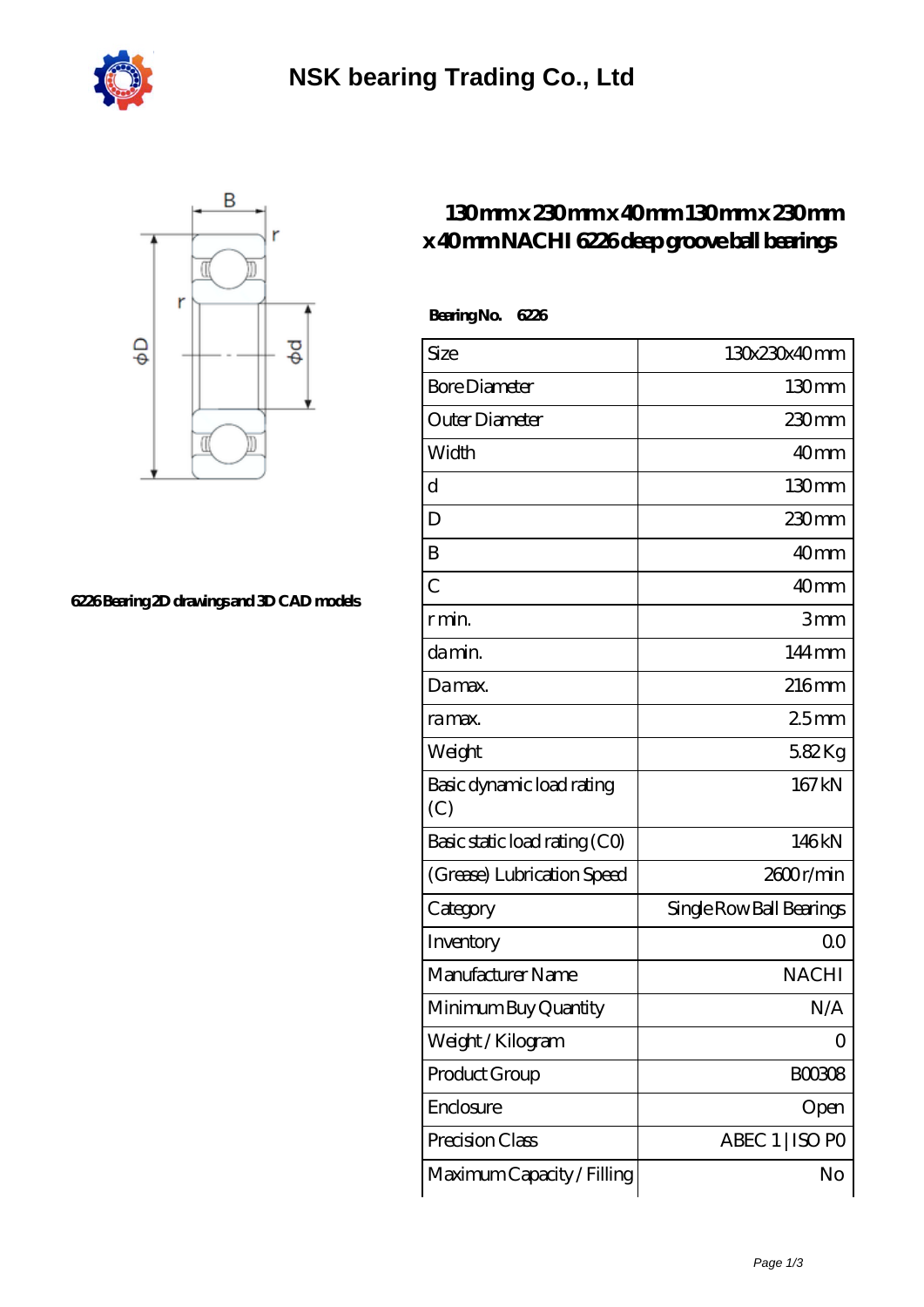# NSK bearing Trading Co., Ltd

## 130mm x 230mm x 40mm 130mm x 230mm x 40mm NACHI 6226 deep groove ball bearings

6226 Bearing 2D drawings and 3D CAD models

**Bearing No.** 6226

| | |
|---|---|
| Size | 130x230x40 mm |
| Bore Diameter | 130 mm |
| Outer Diameter | 230 mm |
| Width | 40 mm |
| d | 130 mm |
| D | 230 mm |
| B | 40 mm |
| C | 40 mm |
| r min. | 3 mm |
| da min. | 144 mm |
| Da max. | 216 mm |
| ra max. | 2.5 mm |
| Weight | 5.82 Kg |
| Basic dynamic load rating (C) | 167 kN |
| Basic static load rating (C0) | 146 kN |
| (Grease) Lubrication Speed | 2600 r/min |
| Category | Single Row Ball Bearings |
| Inventory | 0.0 |
| Manufacturer Name | NACHI |
| Minimum Buy Quantity | N/A |
| Weight / Kilogram | 0 |
| Product Group | B00308 |
| Enclosure | Open |
| Precision Class | ABEC 1 \| ISO P0 |
| Maximum Capacity / Filling | No |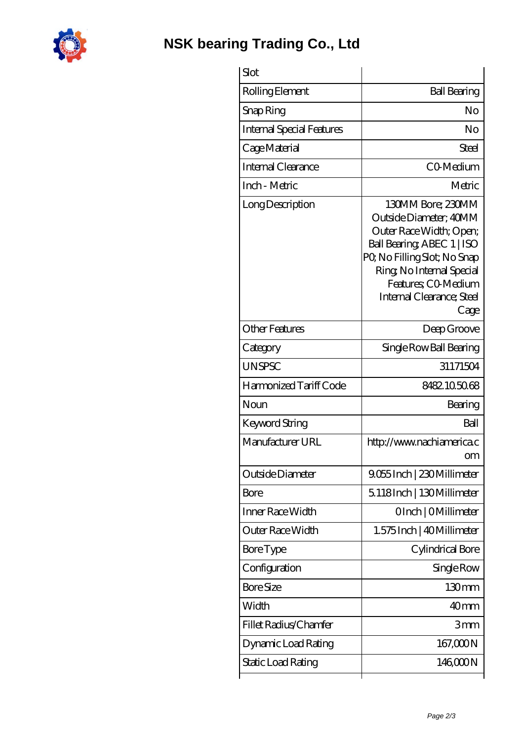| | |
|---|---|
| Slot | |
| Rolling Element | Ball Bearing |
| Snap Ring | No |
| Internal Special Features | No |
| Cage Material | Steel |
| Internal Clearance | C0-Medium |
| Inch - Metric | Metric |
| Long Description | 130MM Bore; 230MM Outside Diameter; 40MM Outer Race Width; Open; Ball Bearing; ABEC 1 \| ISO P0; No Filling Slot; No Snap Ring; No Internal Special Features; C0-Medium Internal Clearance; Steel Cage |
| Other Features | Deep Groove |
| Category | Single Row Ball Bearing |
| UNSPSC | 31171504 |
| Harmonized Tariff Code | 8482.10.50.68 |
| Noun | Bearing |
| Keyword String | Ball |
| Manufacturer URL | http://www.nachiamerica.com |
| Outside Diameter | 9.055 Inch \| 230 Millimeter |
| Bore | 5.118 Inch \| 130 Millimeter |
| Inner Race Width | 0 Inch \| 0 Millimeter |
| Outer Race Width | 1.575 Inch \| 40 Millimeter |
| Bore Type | Cylindrical Bore |
| Configuration | Single Row |
| Bore Size | 130 mm |
| Width | 40 mm |
| Fillet Radius/Chamfer | 3 mm |
| Dynamic Load Rating | 167,000 N |
| Static Load Rating | 146,000 N |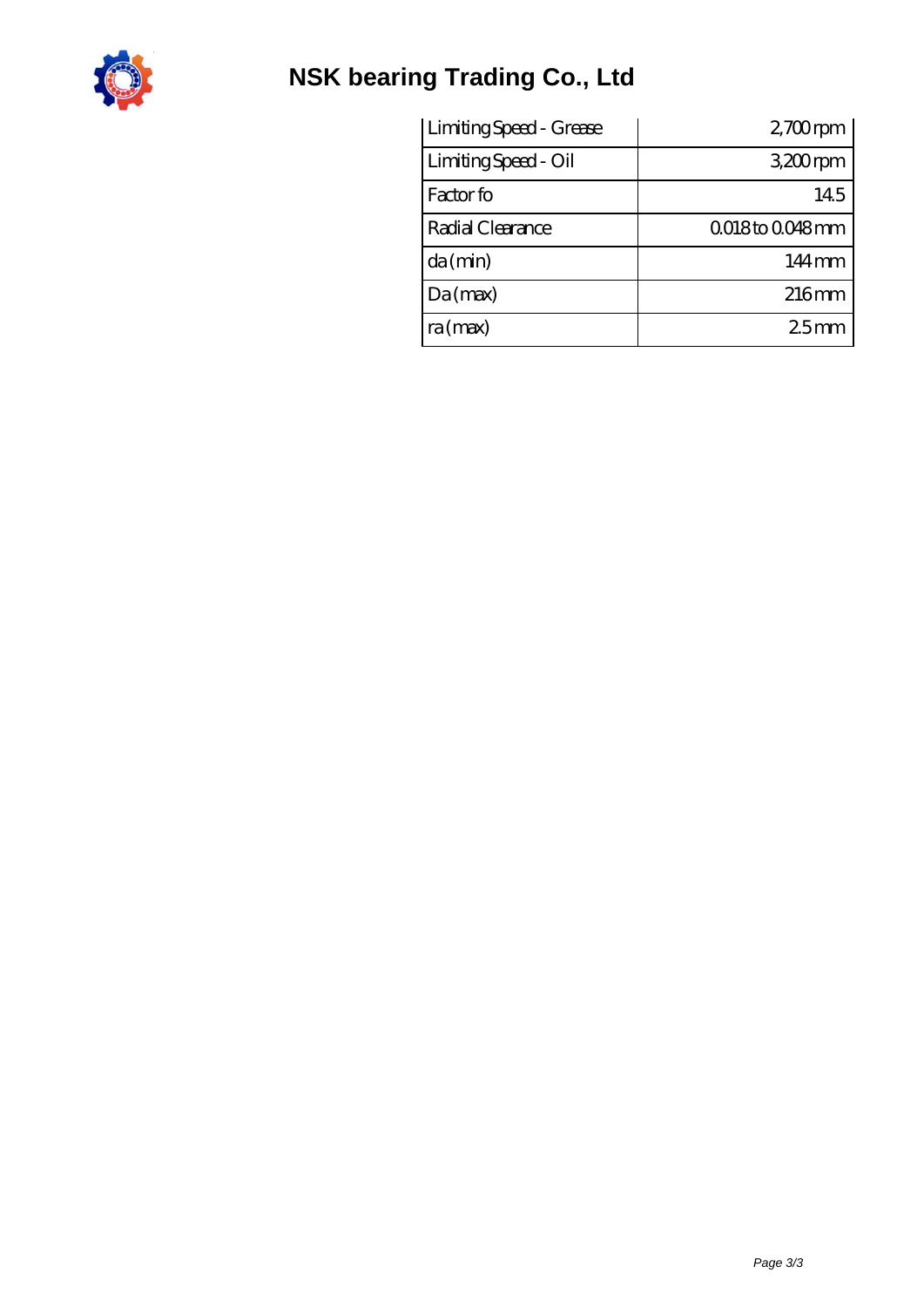| | |
|---|---|
| Limiting Speed - Grease | 2,700 rpm |
| Limiting Speed - Oil | 3,200 rpm |
| Factor fo | 14.5 |
| Radial Clearance | 0.018 to 0.048 mm |
| da (min) | 144 mm |
| Da (max) | 216 mm |
| ra (max) | 2.5 mm |